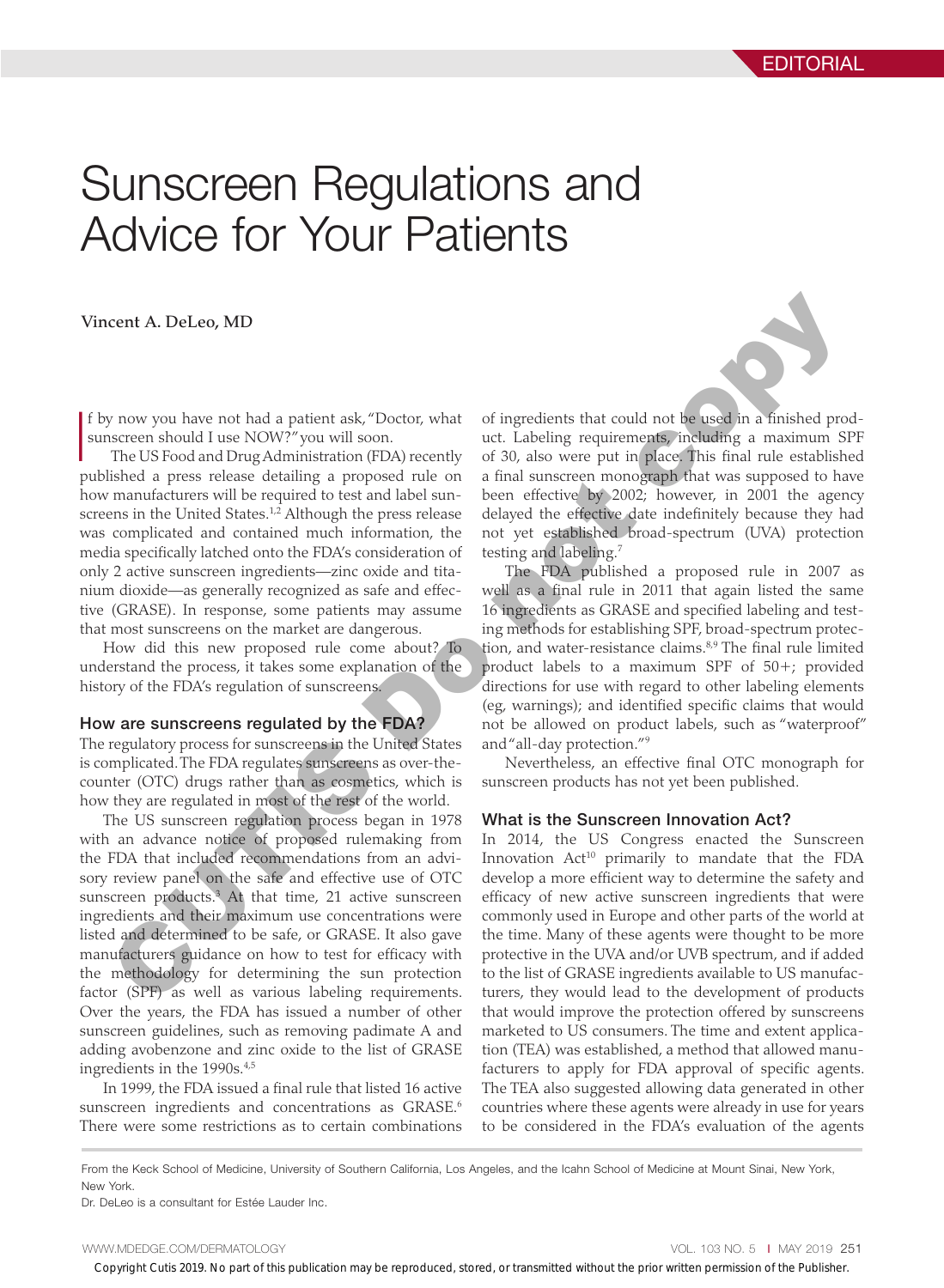EDITORIAL

# Sunscreen Regulations and Advice for Your Patients

**Vincent A. DeLeo, MD**

If by now you have not had a patient ask, "Doctor, what sunscreen should I use NOW?" you will soon.

The US Food and Drug Administration (FDA) recently published a press release detailing a proposed rule on how manufacturers will be required to test and label sunscreens in the United States.[1,2] Although the press release was complicated and contained much information, the media specifically latched onto the FDA's consideration of only 2 active sunscreen ingredients—zinc oxide and titanium dioxide—as generally recognized as safe and effective (GRASE). In response, some patients may assume that most sunscreens on the market are dangerous.

How did this new proposed rule come about? To understand the process, it takes some explanation of the history of the FDA's regulation of sunscreens.

## How are sunscreens regulated by the FDA?

The regulatory process for sunscreens in the United States is complicated. The FDA regulates sunscreens as over-the-counter (OTC) drugs rather than as cosmetics, which is how they are regulated in most of the rest of the world.

The US sunscreen regulation process began in 1978 with an advance notice of proposed rulemaking from the FDA that included recommendations from an advisory review panel on the safe and effective use of OTC sunscreen products.[3] At that time, 21 active sunscreen ingredients and their maximum use concentrations were listed and determined to be safe, or GRASE. It also gave manufacturers guidance on how to test for efficacy with the methodology for determining the sun protection factor (SPF) as well as various labeling requirements. Over the years, the FDA has issued a number of other sunscreen guidelines, such as removing padimate A and adding avobenzone and zinc oxide to the list of GRASE ingredients in the 1990s.[4,5]

In 1999, the FDA issued a final rule that listed 16 active sunscreen ingredients and concentrations as GRASE.[6] There were some restrictions as to certain combinations of ingredients that could not be used in a finished product. Labeling requirements, including a maximum SPF of 30, also were put in place. This final rule established a final sunscreen monograph that was supposed to have been effective by 2002; however, in 2001 the agency delayed the effective date indefinitely because they had not yet established broad-spectrum (UVA) protection testing and labeling.[7]

The FDA published a proposed rule in 2007 as well as a final rule in 2011 that again listed the same 16 ingredients as GRASE and specified labeling and testing methods for establishing SPF, broad-spectrum protection, and water-resistance claims.[8,9] The final rule limited product labels to a maximum SPF of 50+; provided directions for use with regard to other labeling elements (eg, warnings); and identified specific claims that would not be allowed on product labels, such as "waterproof" and "all-day protection."[9]

Nevertheless, an effective final OTC monograph for sunscreen products has not yet been published.

## What is the Sunscreen Innovation Act?

In 2014, the US Congress enacted the Sunscreen Innovation Act[10] primarily to mandate that the FDA develop a more efficient way to determine the safety and efficacy of new active sunscreen ingredients that were commonly used in Europe and other parts of the world at the time. Many of these agents were thought to be more protective in the UVA and/or UVB spectrum, and if added to the list of GRASE ingredients available to US manufacturers, they would lead to the development of products that would improve the protection offered by sunscreens marketed to US consumers. The time and extent application (TEA) was established, a method that allowed manufacturers to apply for FDA approval of specific agents. The TEA also suggested allowing data generated in other countries where these agents were already in use for years to be considered in the FDA's evaluation of the agents

From the Keck School of Medicine, University of Southern California, Los Angeles, and the Icahn School of Medicine at Mount Sinai, New York, New York.

Dr. DeLeo is a consultant for Estée Lauder Inc.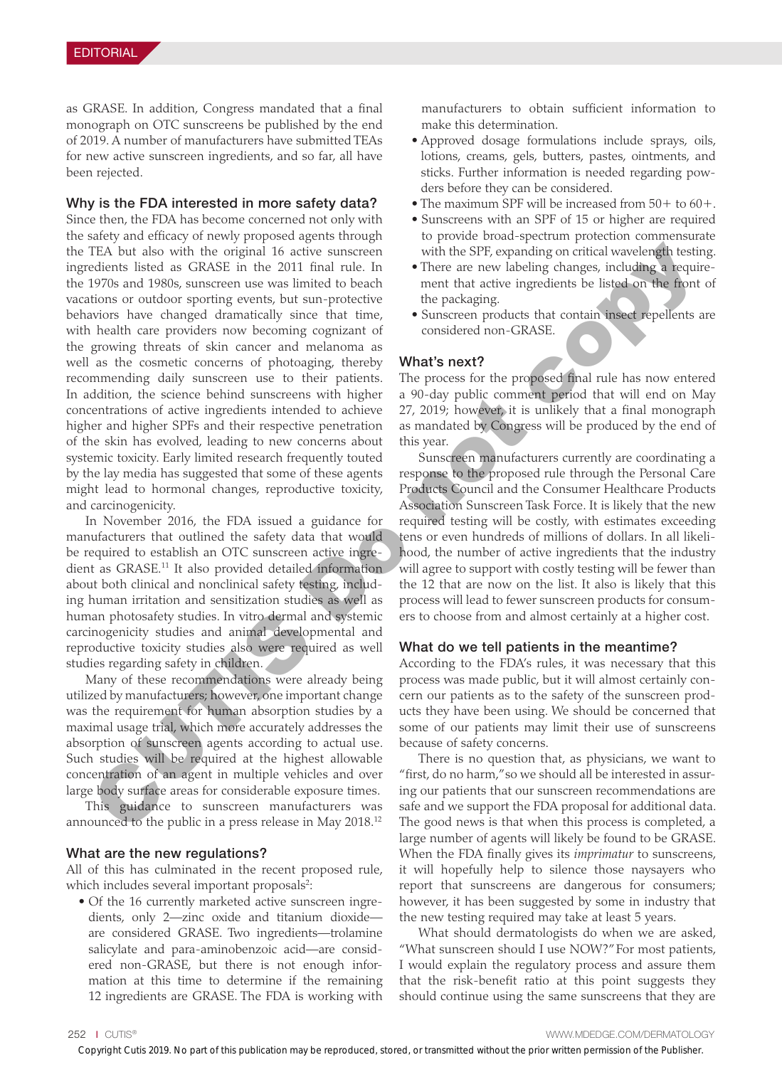as GRASE. In addition, Congress mandated that a final monograph on OTC sunscreens be published by the end of 2019. A number of manufacturers have submitted TEAs for new active sunscreen ingredients, and so far, all have been rejected.

### Why is the FDA interested in more safety data?

Since then, the FDA has become concerned not only with the safety and efficacy of newly proposed agents through the TEA but also with the original 16 active sunscreen ingredients listed as GRASE in the 2011 final rule. In the 1970s and 1980s, sunscreen use was limited to beach vacations or outdoor sporting events, but sun-protective behaviors have changed dramatically since that time, with health care providers now becoming cognizant of the growing threats of skin cancer and melanoma as well as the cosmetic concerns of photoaging, thereby recommending daily sunscreen use to their patients. In addition, the science behind sunscreens with higher concentrations of active ingredients intended to achieve higher and higher SPFs and their respective penetration of the skin has evolved, leading to new concerns about systemic toxicity. Early limited research frequently touted by the lay media has suggested that some of these agents might lead to hormonal changes, reproductive toxicity, and carcinogenicity.

In November 2016, the FDA issued a guidance for manufacturers that outlined the safety data that would be required to establish an OTC sunscreen active ingredient as GRASE.[11] It also provided detailed information about both clinical and nonclinical safety testing, including human irritation and sensitization studies as well as human photosafety studies. In vitro dermal and systemic carcinogenicity studies and animal developmental and reproductive toxicity studies also were required as well studies regarding safety in children.

Many of these recommendations were already being utilized by manufacturers; however, one important change was the requirement for human absorption studies by a maximal usage trial, which more accurately addresses the absorption of sunscreen agents according to actual use. Such studies will be required at the highest allowable concentration of an agent in multiple vehicles and over large body surface areas for considerable exposure times.

This guidance to sunscreen manufacturers was announced to the public in a press release in May 2018.[12]

### What are the new regulations?

All of this has culminated in the recent proposed rule, which includes several important proposals[2]:

- Of the 16 currently marketed active sunscreen ingredients, only 2—zinc oxide and titanium dioxide—are considered GRASE. Two ingredients—trolamine salicylate and para-aminobenzoic acid—are considered non-GRASE, but there is not enough information at this time to determine if the remaining 12 ingredients are GRASE. The FDA is working with manufacturers to obtain sufficient information to make this determination.
- Approved dosage formulations include sprays, oils, lotions, creams, gels, butters, pastes, ointments, and sticks. Further information is needed regarding powders before they can be considered.
- The maximum SPF will be increased from 50+ to 60+.
- Sunscreens with an SPF of 15 or higher are required to provide broad-spectrum protection commensurate with the SPF, expanding on critical wavelength testing.
- There are new labeling changes, including a requirement that active ingredients be listed on the front of the packaging.
- Sunscreen products that contain insect repellents are considered non-GRASE.

### What's next?

The process for the proposed final rule has now entered a 90-day public comment period that will end on May 27, 2019; however, it is unlikely that a final monograph as mandated by Congress will be produced by the end of this year.

Sunscreen manufacturers currently are coordinating a response to the proposed rule through the Personal Care Products Council and the Consumer Healthcare Products Association Sunscreen Task Force. It is likely that the new required testing will be costly, with estimates exceeding tens or even hundreds of millions of dollars. In all likelihood, the number of active ingredients that the industry will agree to support with costly testing will be fewer than the 12 that are now on the list. It also is likely that this process will lead to fewer sunscreen products for consumers to choose from and almost certainly at a higher cost.

### What do we tell patients in the meantime?

According to the FDA's rules, it was necessary that this process was made public, but it will almost certainly concern our patients as to the safety of the sunscreen products they have been using. We should be concerned that some of our patients may limit their use of sunscreens because of safety concerns.

There is no question that, as physicians, we want to "first, do no harm," so we should all be interested in assuring our patients that our sunscreen recommendations are safe and we support the FDA proposal for additional data. The good news is that when this process is completed, a large number of agents will likely be found to be GRASE. When the FDA finally gives its *imprimatur* to sunscreens, it will hopefully help to silence those naysayers who report that sunscreens are dangerous for consumers; however, it has been suggested by some in industry that the new testing required may take at least 5 years.

What should dermatologists do when we are asked, "What sunscreen should I use NOW?" For most patients, I would explain the regulatory process and assure them that the risk-benefit ratio at this point suggests they should continue using the same sunscreens that they are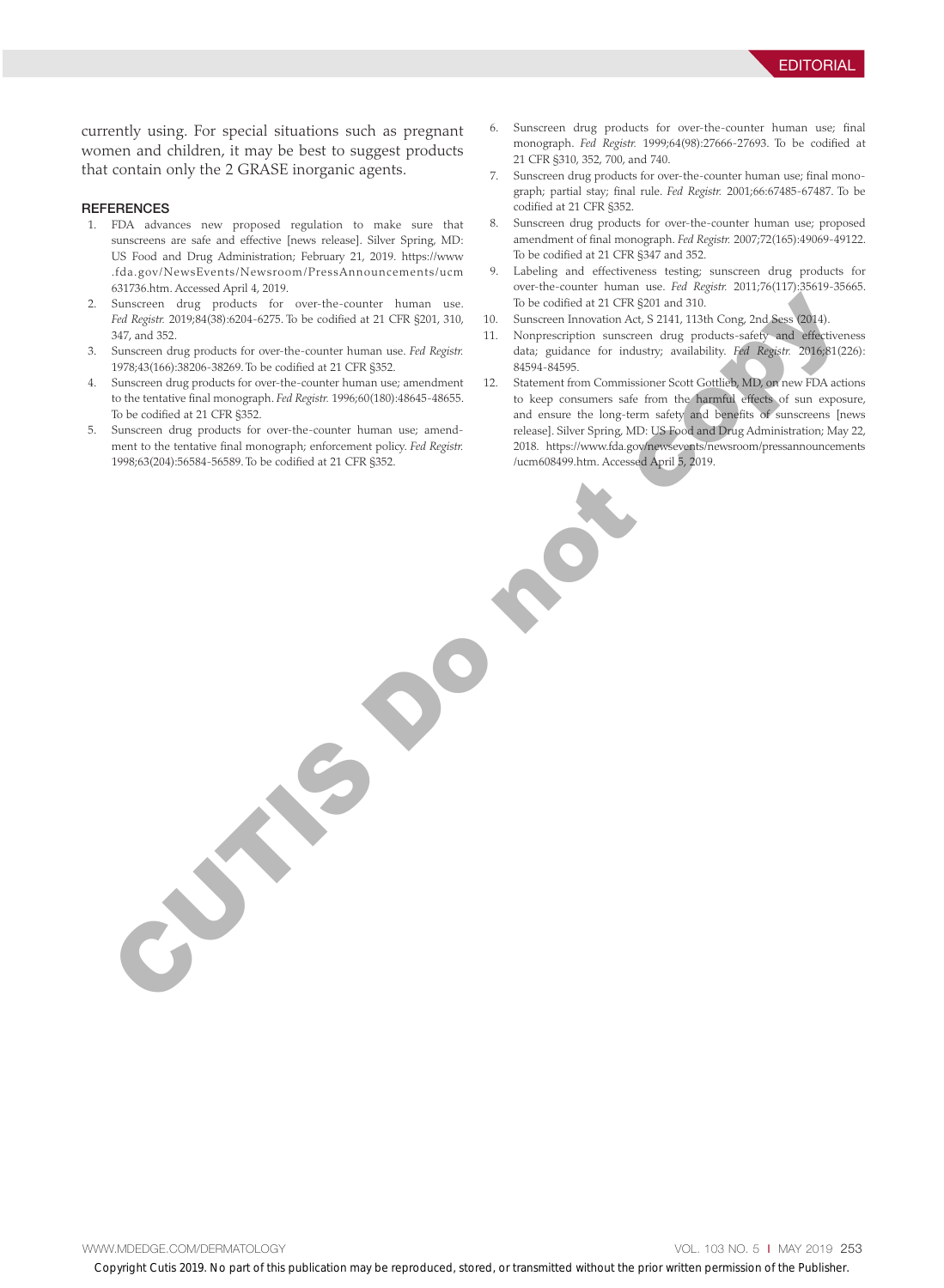currently using. For special situations such as pregnant women and children, it may be best to suggest products that contain only the 2 GRASE inorganic agents.

## REFERENCES

1. FDA advances new proposed regulation to make sure that sunscreens are safe and effective [news release]. Silver Spring, MD: US Food and Drug Administration; February 21, 2019. https://www.fda.gov/NewsEvents/Newsroom/PressAnnouncements/ucm631736.htm. Accessed April 4, 2019.
2. Sunscreen drug products for over-the-counter human use. *Fed Registr.* 2019;84(38):6204-6275. To be codified at 21 CFR §201, 310, 347, and 352.
3. Sunscreen drug products for over-the-counter human use. *Fed Registr.* 1978;43(166):38206-38269. To be codified at 21 CFR §352.
4. Sunscreen drug products for over-the-counter human use; amendment to the tentative final monograph. *Fed Registr.* 1996;60(180):48645-48655. To be codified at 21 CFR §352.
5. Sunscreen drug products for over-the-counter human use; amendment to the tentative final monograph; enforcement policy. *Fed Registr.* 1998;63(204):56584-56589. To be codified at 21 CFR §352.
6. Sunscreen drug products for over-the-counter human use; final monograph. *Fed Registr.* 1999;64(98):27666-27693. To be codified at 21 CFR §310, 352, 700, and 740.
7. Sunscreen drug products for over-the-counter human use; final monograph; partial stay; final rule. *Fed Registr.* 2001;66:67485-67487. To be codified at 21 CFR §352.
8. Sunscreen drug products for over-the-counter human use; proposed amendment of final monograph. *Fed Registr.* 2007;72(165):49069-49122. To be codified at 21 CFR §347 and 352.
9. Labeling and effectiveness testing; sunscreen drug products for over-the-counter human use. *Fed Registr.* 2011;76(117):35619-35665. To be codified at 21 CFR §201 and 310.
10. Sunscreen Innovation Act, S 2141, 113th Cong, 2nd Sess (2014).
11. Nonprescription sunscreen drug products-safety and effectiveness data; guidance for industry; availability. *Fed Registr.* 2016;81(226):84594-84595.
12. Statement from Commissioner Scott Gottlieb, MD, on new FDA actions to keep consumers safe from the harmful effects of sun exposure, and ensure the long-term safety and benefits of sunscreens [news release]. Silver Spring, MD: US Food and Drug Administration; May 22, 2018. https://www.fda.gov/newsevents/newsroom/pressannouncements/ucm608499.htm. Accessed April 5, 2019.